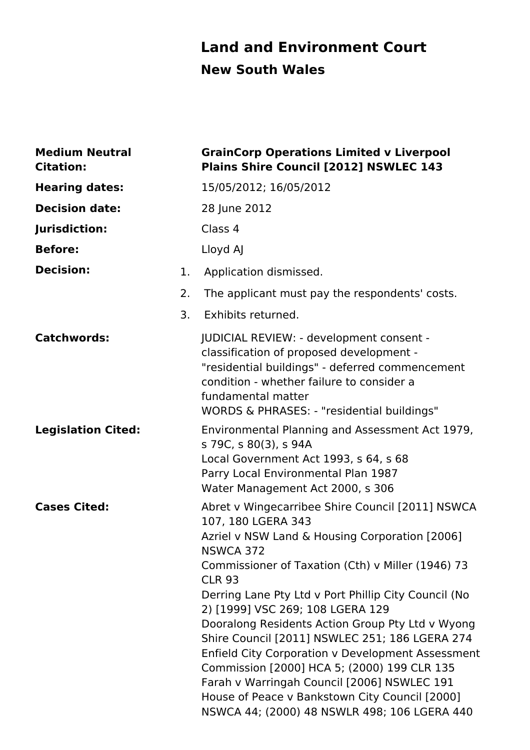# Land and Environment Court

## New South Wales

| | |
|---|---|
| **Medium Neutral Citation:** | **GrainCorp Operations Limited v Liverpool Plains Shire Council [2012] NSWLEC 143** |
| **Hearing dates:** | 15/05/2012; 16/05/2012 |
| **Decision date:** | 28 June 2012 |
| **Jurisdiction:** | Class 4 |
| **Before:** | Lloyd AJ |
| **Decision:** | 1. Application dismissed.<br>2. The applicant must pay the respondents' costs.<br>3. Exhibits returned. |
| **Catchwords:** | JUDICIAL REVIEW: - development consent - classification of proposed development - "residential buildings" - deferred commencement condition - whether failure to consider a fundamental matter<br>WORDS & PHRASES: - "residential buildings" |
| **Legislation Cited:** | Environmental Planning and Assessment Act 1979, s 79C, s 80(3), s 94A<br>Local Government Act 1993, s 64, s 68<br>Parry Local Environmental Plan 1987<br>Water Management Act 2000, s 306 |
| **Cases Cited:** | Abret v Wingecarribee Shire Council [2011] NSWCA 107, 180 LGERA 343<br>Azriel v NSW Land & Housing Corporation [2006] NSWCA 372<br>Commissioner of Taxation (Cth) v Miller (1946) 73 CLR 93<br>Derring Lane Pty Ltd v Port Phillip City Council (No 2) [1999] VSC 269; 108 LGERA 129<br>Dooralong Residents Action Group Pty Ltd v Wyong Shire Council [2011] NSWLEC 251; 186 LGERA 274<br>Enfield City Corporation v Development Assessment Commission [2000] HCA 5; (2000) 199 CLR 135<br>Farah v Warringah Council [2006] NSWLEC 191<br>House of Peace v Bankstown City Council [2000] NSWCA 44; (2000) 48 NSWLR 498; 106 LGERA 440 |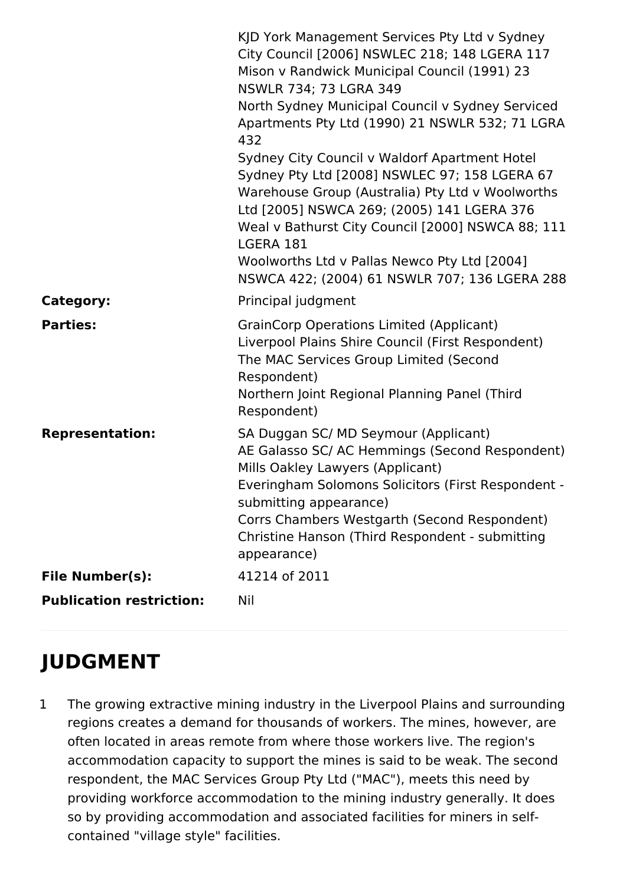| | |
|---|---|
| | KJD York Management Services Pty Ltd v Sydney City Council [2006] NSWLEC 218; 148 LGERA 117<br>Mison v Randwick Municipal Council (1991) 23 NSWLR 734; 73 LGRA 349<br>North Sydney Municipal Council v Sydney Serviced Apartments Pty Ltd (1990) 21 NSWLR 532; 71 LGRA 432<br>Sydney City Council v Waldorf Apartment Hotel Sydney Pty Ltd [2008] NSWLEC 97; 158 LGERA 67<br>Warehouse Group (Australia) Pty Ltd v Woolworths Ltd [2005] NSWCA 269; (2005) 141 LGERA 376<br>Weal v Bathurst City Council [2000] NSWCA 88; 111 LGERA 181<br>Woolworths Ltd v Pallas Newco Pty Ltd [2004] NSWCA 422; (2004) 61 NSWLR 707; 136 LGERA 288 |
| **Category:** | Principal judgment |
| **Parties:** | GrainCorp Operations Limited (Applicant)<br>Liverpool Plains Shire Council (First Respondent)<br>The MAC Services Group Limited (Second Respondent)<br>Northern Joint Regional Planning Panel (Third Respondent) |
| **Representation:** | SA Duggan SC/ MD Seymour (Applicant)<br>AE Galasso SC/ AC Hemmings (Second Respondent)<br>Mills Oakley Lawyers (Applicant)<br>Everingham Solomons Solicitors (First Respondent - submitting appearance)<br>Corrs Chambers Westgarth (Second Respondent)<br>Christine Hanson (Third Respondent - submitting appearance) |
| **File Number(s):** | 41214 of 2011 |
| **Publication restriction:** | Nil |

# JUDGMENT

1 The growing extractive mining industry in the Liverpool Plains and surrounding regions creates a demand for thousands of workers. The mines, however, are often located in areas remote from where those workers live. The region's accommodation capacity to support the mines is said to be weak. The second respondent, the MAC Services Group Pty Ltd ("MAC"), meets this need by providing workforce accommodation to the mining industry generally. It does so by providing accommodation and associated facilities for miners in self-contained "village style" facilities.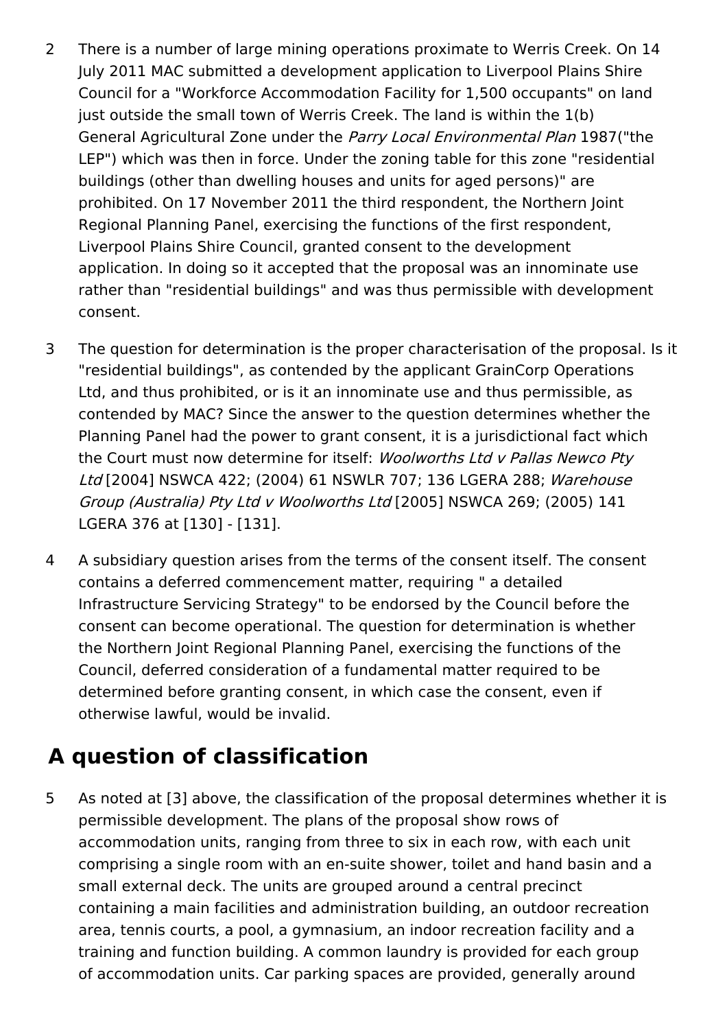2 There is a number of large mining operations proximate to Werris Creek. On 14 July 2011 MAC submitted a development application to Liverpool Plains Shire Council for a "Workforce Accommodation Facility for 1,500 occupants" on land just outside the small town of Werris Creek. The land is within the 1(b) General Agricultural Zone under the *Parry Local Environmental Plan* 1987("the LEP") which was then in force. Under the zoning table for this zone "residential buildings (other than dwelling houses and units for aged persons)" are prohibited. On 17 November 2011 the third respondent, the Northern Joint Regional Planning Panel, exercising the functions of the first respondent, Liverpool Plains Shire Council, granted consent to the development application. In doing so it accepted that the proposal was an innominate use rather than "residential buildings" and was thus permissible with development consent.

3 The question for determination is the proper characterisation of the proposal. Is it "residential buildings", as contended by the applicant GrainCorp Operations Ltd, and thus prohibited, or is it an innominate use and thus permissible, as contended by MAC? Since the answer to the question determines whether the Planning Panel had the power to grant consent, it is a jurisdictional fact which the Court must now determine for itself: *Woolworths Ltd v Pallas Newco Pty Ltd* [2004] NSWCA 422; (2004) 61 NSWLR 707; 136 LGERA 288; *Warehouse Group (Australia) Pty Ltd v Woolworths Ltd* [2005] NSWCA 269; (2005) 141 LGERA 376 at [130] - [131].

4 A subsidiary question arises from the terms of the consent itself. The consent contains a deferred commencement matter, requiring " a detailed Infrastructure Servicing Strategy" to be endorsed by the Council before the consent can become operational. The question for determination is whether the Northern Joint Regional Planning Panel, exercising the functions of the Council, deferred consideration of a fundamental matter required to be determined before granting consent, in which case the consent, even if otherwise lawful, would be invalid.

## A question of classification

5 As noted at [3] above, the classification of the proposal determines whether it is permissible development. The plans of the proposal show rows of accommodation units, ranging from three to six in each row, with each unit comprising a single room with an en-suite shower, toilet and hand basin and a small external deck. The units are grouped around a central precinct containing a main facilities and administration building, an outdoor recreation area, tennis courts, a pool, a gymnasium, an indoor recreation facility and a training and function building. A common laundry is provided for each group of accommodation units. Car parking spaces are provided, generally around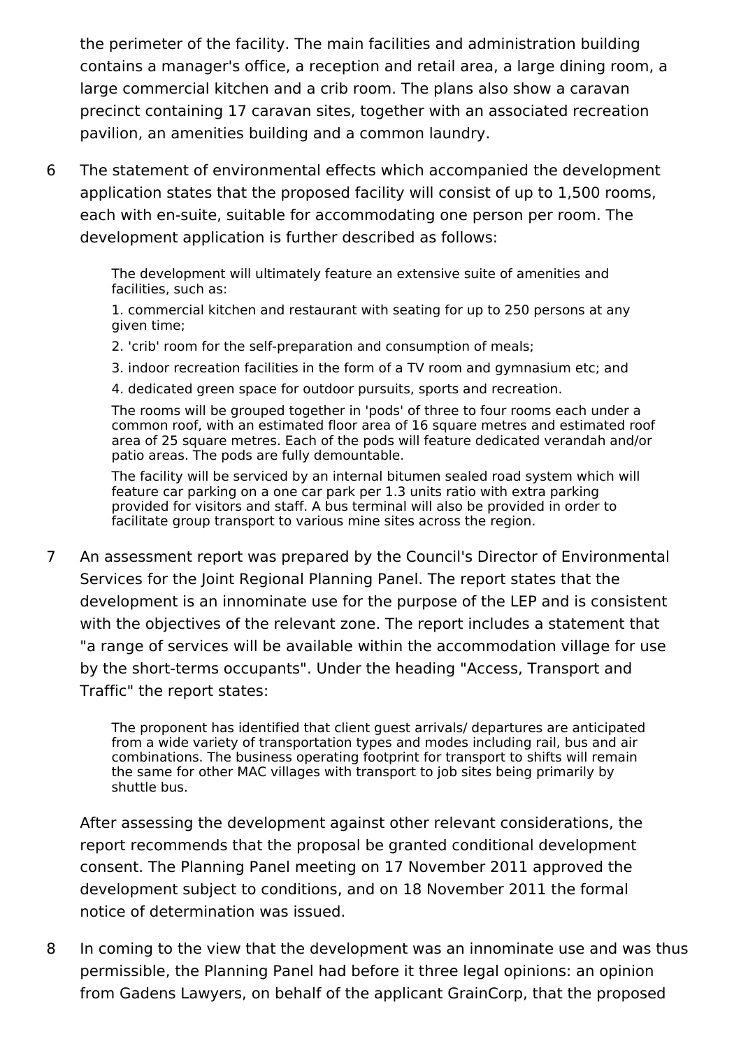the perimeter of the facility. The main facilities and administration building contains a manager's office, a reception and retail area, a large dining room, a large commercial kitchen and a crib room. The plans also show a caravan precinct containing 17 caravan sites, together with an associated recreation pavilion, an amenities building and a common laundry.

6 The statement of environmental effects which accompanied the development application states that the proposed facility will consist of up to 1,500 rooms, each with en-suite, suitable for accommodating one person per room. The development application is further described as follows:

> The development will ultimately feature an extensive suite of amenities and facilities, such as:
>
> 1. commercial kitchen and restaurant with seating for up to 250 persons at any given time;
> 2. 'crib' room for the self-preparation and consumption of meals;
> 3. indoor recreation facilities in the form of a TV room and gymnasium etc; and
> 4. dedicated green space for outdoor pursuits, sports and recreation.
>
> The rooms will be grouped together in 'pods' of three to four rooms each under a common roof, with an estimated floor area of 16 square metres and estimated roof area of 25 square metres. Each of the pods will feature dedicated verandah and/or patio areas. The pods are fully demountable.
>
> The facility will be serviced by an internal bitumen sealed road system which will feature car parking on a one car park per 1.3 units ratio with extra parking provided for visitors and staff. A bus terminal will also be provided in order to facilitate group transport to various mine sites across the region.

7 An assessment report was prepared by the Council's Director of Environmental Services for the Joint Regional Planning Panel. The report states that the development is an innominate use for the purpose of the LEP and is consistent with the objectives of the relevant zone. The report includes a statement that "a range of services will be available within the accommodation village for use by the short-terms occupants". Under the heading "Access, Transport and Traffic" the report states:

> The proponent has identified that client guest arrivals/ departures are anticipated from a wide variety of transportation types and modes including rail, bus and air combinations. The business operating footprint for transport to shifts will remain the same for other MAC villages with transport to job sites being primarily by shuttle bus.

After assessing the development against other relevant considerations, the report recommends that the proposal be granted conditional development consent. The Planning Panel meeting on 17 November 2011 approved the development subject to conditions, and on 18 November 2011 the formal notice of determination was issued.

8 In coming to the view that the development was an innominate use and was thus permissible, the Planning Panel had before it three legal opinions: an opinion from Gadens Lawyers, on behalf of the applicant GrainCorp, that the proposed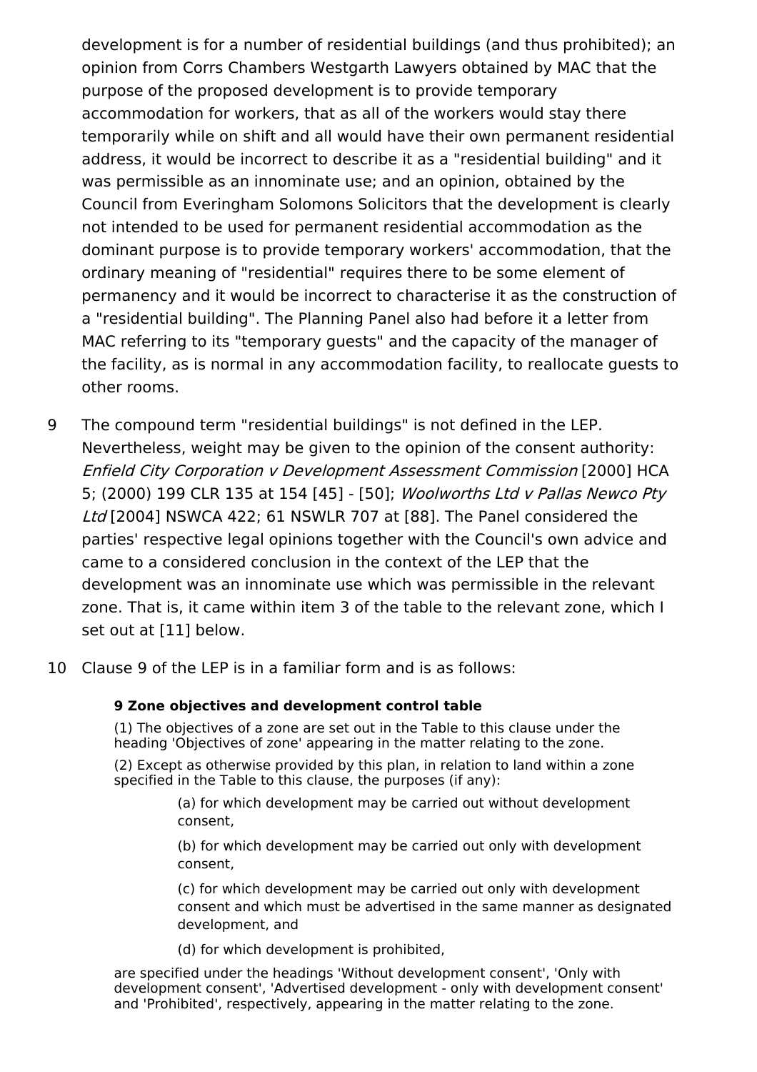development is for a number of residential buildings (and thus prohibited); an opinion from Corrs Chambers Westgarth Lawyers obtained by MAC that the purpose of the proposed development is to provide temporary accommodation for workers, that as all of the workers would stay there temporarily while on shift and all would have their own permanent residential address, it would be incorrect to describe it as a "residential building" and it was permissible as an innominate use; and an opinion, obtained by the Council from Everingham Solomons Solicitors that the development is clearly not intended to be used for permanent residential accommodation as the dominant purpose is to provide temporary workers' accommodation, that the ordinary meaning of "residential" requires there to be some element of permanency and it would be incorrect to characterise it as the construction of a "residential building". The Planning Panel also had before it a letter from MAC referring to its "temporary guests" and the capacity of the manager of the facility, as is normal in any accommodation facility, to reallocate guests to other rooms.

9 The compound term "residential buildings" is not defined in the LEP. Nevertheless, weight may be given to the opinion of the consent authority: *Enfield City Corporation v Development Assessment Commission* [2000] HCA 5; (2000) 199 CLR 135 at 154 [45] - [50]; *Woolworths Ltd v Pallas Newco Pty Ltd* [2004] NSWCA 422; 61 NSWLR 707 at [88]. The Panel considered the parties' respective legal opinions together with the Council's own advice and came to a considered conclusion in the context of the LEP that the development was an innominate use which was permissible in the relevant zone. That is, it came within item 3 of the table to the relevant zone, which I set out at [11] below.

10 Clause 9 of the LEP is in a familiar form and is as follows:

> **9 Zone objectives and development control table**
>
> (1) The objectives of a zone are set out in the Table to this clause under the heading 'Objectives of zone' appearing in the matter relating to the zone.
>
> (2) Except as otherwise provided by this plan, in relation to land within a zone specified in the Table to this clause, the purposes (if any):
>
> > (a) for which development may be carried out without development consent,
> >
> > (b) for which development may be carried out only with development consent,
> >
> > (c) for which development may be carried out only with development consent and which must be advertised in the same manner as designated development, and
> >
> > (d) for which development is prohibited,
>
> are specified under the headings 'Without development consent', 'Only with development consent', 'Advertised development - only with development consent' and 'Prohibited', respectively, appearing in the matter relating to the zone.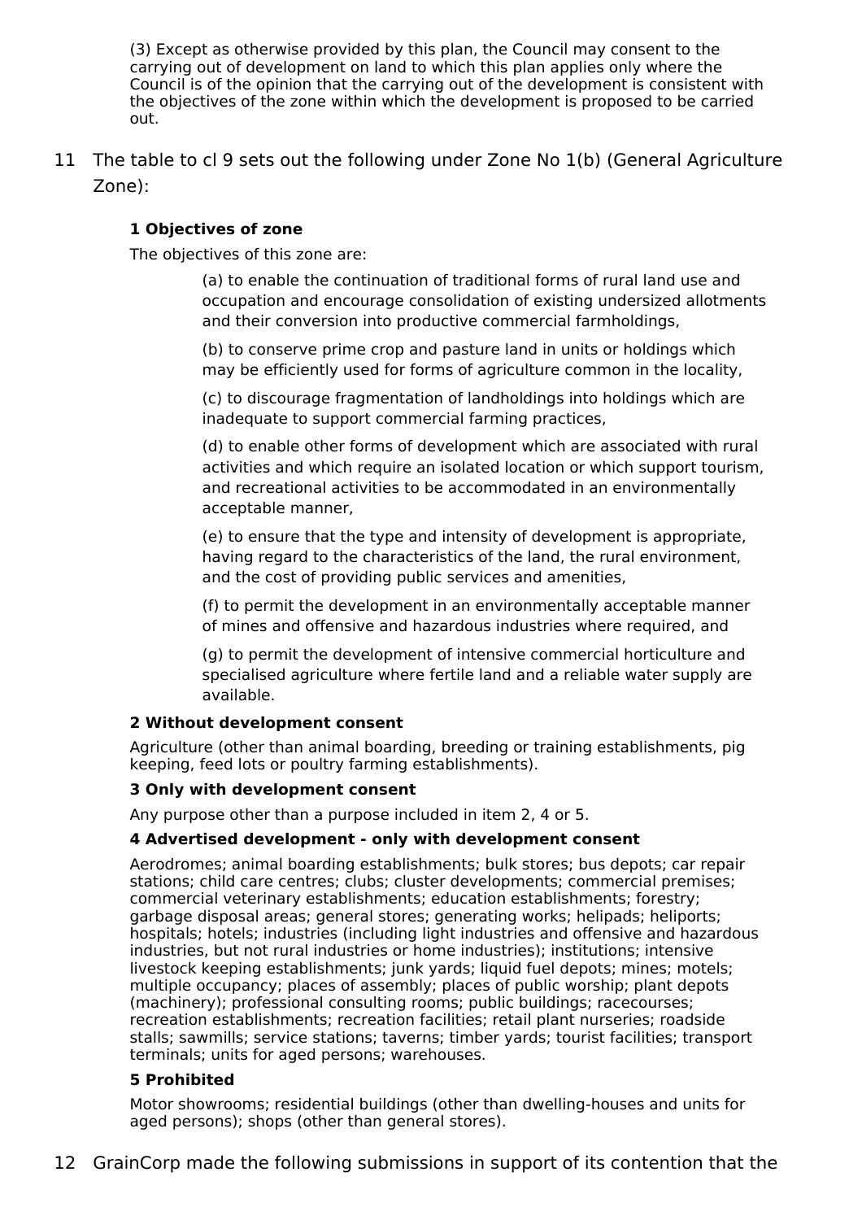(3) Except as otherwise provided by this plan, the Council may consent to the carrying out of development on land to which this plan applies only where the Council is of the opinion that the carrying out of the development is consistent with the objectives of the zone within which the development is proposed to be carried out.

11 The table to cl 9 sets out the following under Zone No 1(b) (General Agriculture Zone):

**1 Objectives of zone**

The objectives of this zone are:

(a) to enable the continuation of traditional forms of rural land use and occupation and encourage consolidation of existing undersized allotments and their conversion into productive commercial farmholdings,

(b) to conserve prime crop and pasture land in units or holdings which may be efficiently used for forms of agriculture common in the locality,

(c) to discourage fragmentation of landholdings into holdings which are inadequate to support commercial farming practices,

(d) to enable other forms of development which are associated with rural activities and which require an isolated location or which support tourism, and recreational activities to be accommodated in an environmentally acceptable manner,

(e) to ensure that the type and intensity of development is appropriate, having regard to the characteristics of the land, the rural environment, and the cost of providing public services and amenities,

(f) to permit the development in an environmentally acceptable manner of mines and offensive and hazardous industries where required, and

(g) to permit the development of intensive commercial horticulture and specialised agriculture where fertile land and a reliable water supply are available.

**2 Without development consent**

Agriculture (other than animal boarding, breeding or training establishments, pig keeping, feed lots or poultry farming establishments).

**3 Only with development consent**

Any purpose other than a purpose included in item 2, 4 or 5.

**4 Advertised development - only with development consent**

Aerodromes; animal boarding establishments; bulk stores; bus depots; car repair stations; child care centres; clubs; cluster developments; commercial premises; commercial veterinary establishments; education establishments; forestry; garbage disposal areas; general stores; generating works; helipads; heliports; hospitals; hotels; industries (including light industries and offensive and hazardous industries, but not rural industries or home industries); institutions; intensive livestock keeping establishments; junk yards; liquid fuel depots; mines; motels; multiple occupancy; places of assembly; places of public worship; plant depots (machinery); professional consulting rooms; public buildings; racecourses; recreation establishments; recreation facilities; retail plant nurseries; roadside stalls; sawmills; service stations; taverns; timber yards; tourist facilities; transport terminals; units for aged persons; warehouses.

**5 Prohibited**

Motor showrooms; residential buildings (other than dwelling-houses and units for aged persons); shops (other than general stores).

12 GrainCorp made the following submissions in support of its contention that the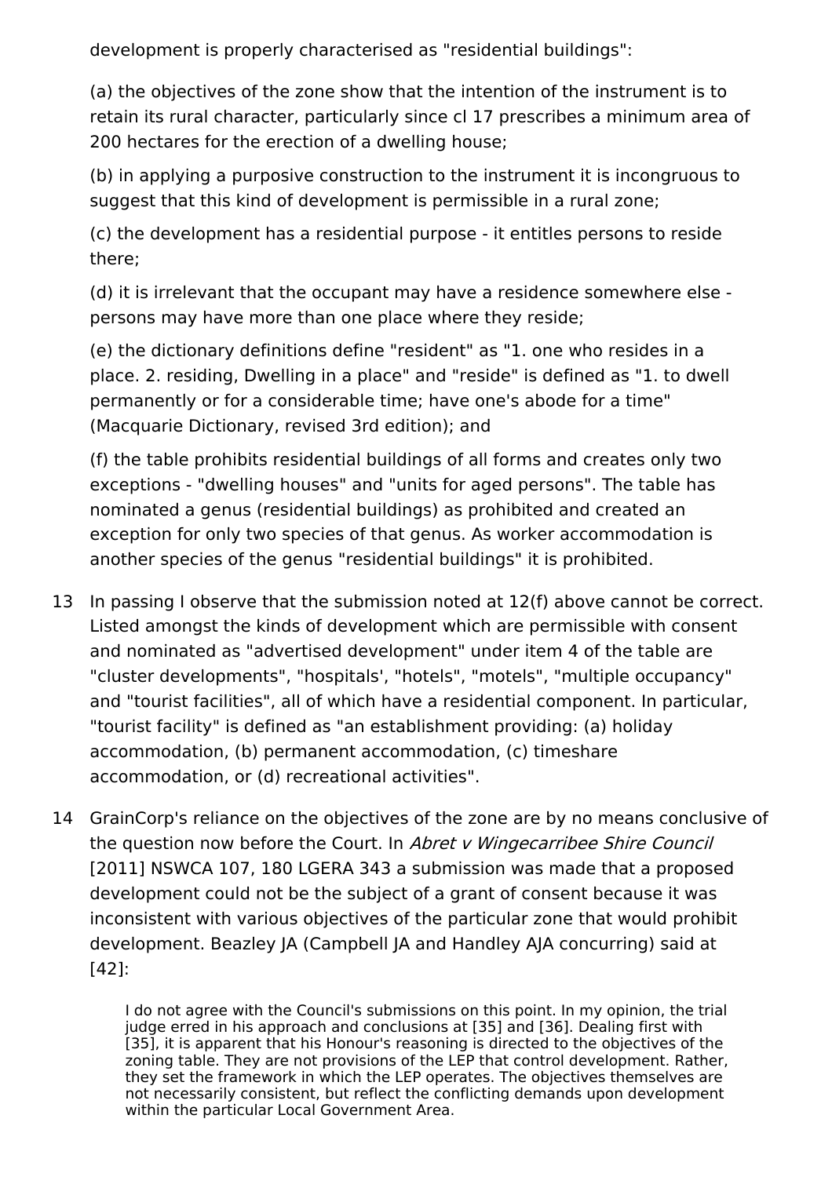development is properly characterised as "residential buildings":

(a) the objectives of the zone show that the intention of the instrument is to retain its rural character, particularly since cl 17 prescribes a minimum area of 200 hectares for the erection of a dwelling house;

(b) in applying a purposive construction to the instrument it is incongruous to suggest that this kind of development is permissible in a rural zone;

(c) the development has a residential purpose - it entitles persons to reside there;

(d) it is irrelevant that the occupant may have a residence somewhere else - persons may have more than one place where they reside;

(e) the dictionary definitions define "resident" as "1. one who resides in a place. 2. residing, Dwelling in a place" and "reside" is defined as "1. to dwell permanently or for a considerable time; have one's abode for a time" (Macquarie Dictionary, revised 3rd edition); and

(f) the table prohibits residential buildings of all forms and creates only two exceptions - "dwelling houses" and "units for aged persons". The table has nominated a genus (residential buildings) as prohibited and created an exception for only two species of that genus. As worker accommodation is another species of the genus "residential buildings" it is prohibited.

13 In passing I observe that the submission noted at 12(f) above cannot be correct. Listed amongst the kinds of development which are permissible with consent and nominated as "advertised development" under item 4 of the table are "cluster developments", "hospitals', "hotels", "motels", "multiple occupancy" and "tourist facilities", all of which have a residential component. In particular, "tourist facility" is defined as "an establishment providing: (a) holiday accommodation, (b) permanent accommodation, (c) timeshare accommodation, or (d) recreational activities".

14 GrainCorp's reliance on the objectives of the zone are by no means conclusive of the question now before the Court. In *Abret v Wingecarribee Shire Council* [2011] NSWCA 107, 180 LGERA 343 a submission was made that a proposed development could not be the subject of a grant of consent because it was inconsistent with various objectives of the particular zone that would prohibit development. Beazley JA (Campbell JA and Handley AJA concurring) said at [42]:

> I do not agree with the Council's submissions on this point. In my opinion, the trial judge erred in his approach and conclusions at [35] and [36]. Dealing first with [35], it is apparent that his Honour's reasoning is directed to the objectives of the zoning table. They are not provisions of the LEP that control development. Rather, they set the framework in which the LEP operates. The objectives themselves are not necessarily consistent, but reflect the conflicting demands upon development within the particular Local Government Area.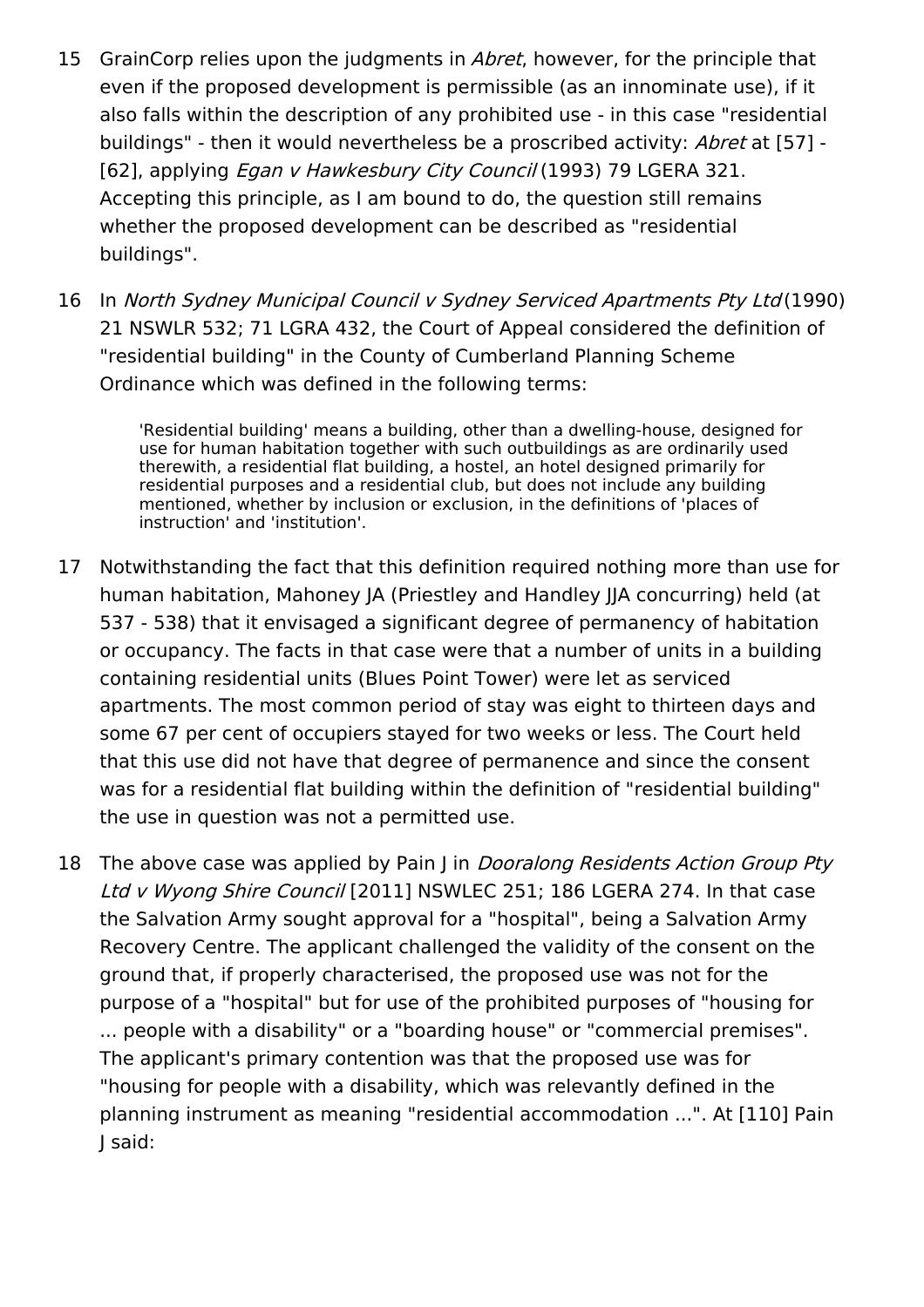15 GrainCorp relies upon the judgments in *Abret*, however, for the principle that even if the proposed development is permissible (as an innominate use), if it also falls within the description of any prohibited use - in this case "residential buildings" - then it would nevertheless be a proscribed activity: *Abret* at [57] - [62], applying *Egan v Hawkesbury City Council* (1993) 79 LGERA 321. Accepting this principle, as I am bound to do, the question still remains whether the proposed development can be described as "residential buildings".

16 In *North Sydney Municipal Council v Sydney Serviced Apartments Pty Ltd* (1990) 21 NSWLR 532; 71 LGRA 432, the Court of Appeal considered the definition of "residential building" in the County of Cumberland Planning Scheme Ordinance which was defined in the following terms:

> 'Residential building' means a building, other than a dwelling-house, designed for use for human habitation together with such outbuildings as are ordinarily used therewith, a residential flat building, a hostel, an hotel designed primarily for residential purposes and a residential club, but does not include any building mentioned, whether by inclusion or exclusion, in the definitions of 'places of instruction' and 'institution'.

17 Notwithstanding the fact that this definition required nothing more than use for human habitation, Mahoney JA (Priestley and Handley JJA concurring) held (at 537 - 538) that it envisaged a significant degree of permanency of habitation or occupancy. The facts in that case were that a number of units in a building containing residential units (Blues Point Tower) were let as serviced apartments. The most common period of stay was eight to thirteen days and some 67 per cent of occupiers stayed for two weeks or less. The Court held that this use did not have that degree of permanence and since the consent was for a residential flat building within the definition of "residential building" the use in question was not a permitted use.

18 The above case was applied by Pain J in *Dooralong Residents Action Group Pty Ltd v Wyong Shire Council* [2011] NSWLEC 251; 186 LGERA 274. In that case the Salvation Army sought approval for a "hospital", being a Salvation Army Recovery Centre. The applicant challenged the validity of the consent on the ground that, if properly characterised, the proposed use was not for the purpose of a "hospital" but for use of the prohibited purposes of "housing for ... people with a disability" or a "boarding house" or "commercial premises". The applicant's primary contention was that the proposed use was for "housing for people with a disability, which was relevantly defined in the planning instrument as meaning "residential accommodation ...". At [110] Pain J said: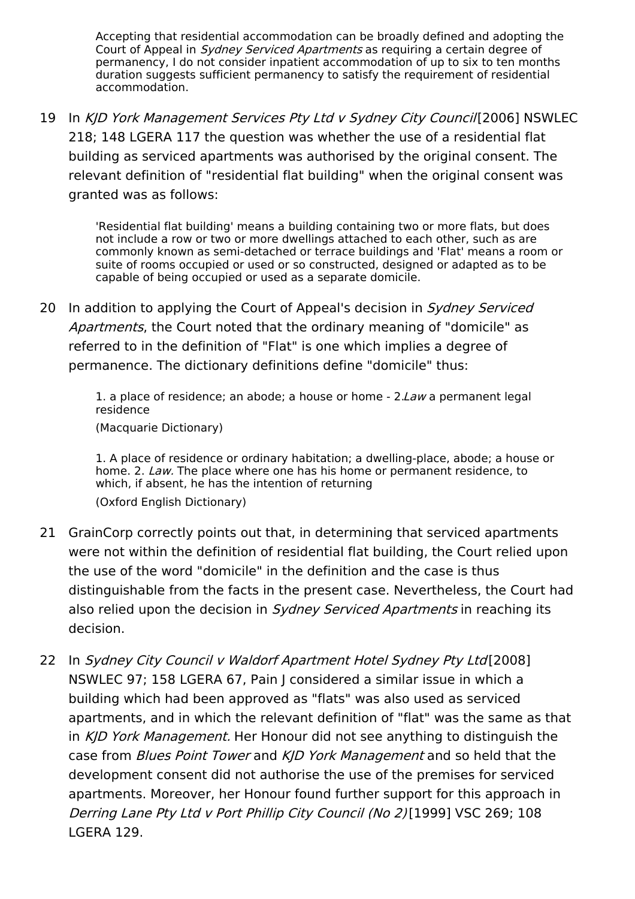> Accepting that residential accommodation can be broadly defined and adopting the Court of Appeal in *Sydney Serviced Apartments* as requiring a certain degree of permanency, I do not consider inpatient accommodation of up to six to ten months duration suggests sufficient permanency to satisfy the requirement of residential accommodation.

19 In *KJD York Management Services Pty Ltd v Sydney City Council* [2006] NSWLEC 218; 148 LGERA 117 the question was whether the use of a residential flat building as serviced apartments was authorised by the original consent. The relevant definition of "residential flat building" when the original consent was granted was as follows:

> 'Residential flat building' means a building containing two or more flats, but does not include a row or two or more dwellings attached to each other, such as are commonly known as semi-detached or terrace buildings and 'Flat' means a room or suite of rooms occupied or used or so constructed, designed or adapted as to be capable of being occupied or used as a separate domicile.

20 In addition to applying the Court of Appeal's decision in *Sydney Serviced Apartments*, the Court noted that the ordinary meaning of "domicile" as referred to in the definition of "Flat" is one which implies a degree of permanence. The dictionary definitions define "domicile" thus:

> 1. a place of residence; an abode; a house or home - 2. *Law* a permanent legal residence
>
> (Macquarie Dictionary)
>
> 1. A place of residence or ordinary habitation; a dwelling-place, abode; a house or home. 2. *Law.* The place where one has his home or permanent residence, to which, if absent, he has the intention of returning
>
> (Oxford English Dictionary)

21 GrainCorp correctly points out that, in determining that serviced apartments were not within the definition of residential flat building, the Court relied upon the use of the word "domicile" in the definition and the case is thus distinguishable from the facts in the present case. Nevertheless, the Court had also relied upon the decision in *Sydney Serviced Apartments* in reaching its decision.

22 In *Sydney City Council v Waldorf Apartment Hotel Sydney Pty Ltd* [2008] NSWLEC 97; 158 LGERA 67, Pain J considered a similar issue in which a building which had been approved as "flats" was also used as serviced apartments, and in which the relevant definition of "flat" was the same as that in *KJD York Management.* Her Honour did not see anything to distinguish the case from *Blues Point Tower* and *KJD York Management* and so held that the development consent did not authorise the use of the premises for serviced apartments. Moreover, her Honour found further support for this approach in *Derring Lane Pty Ltd v Port Phillip City Council (No 2)* [1999] VSC 269; 108 LGERA 129.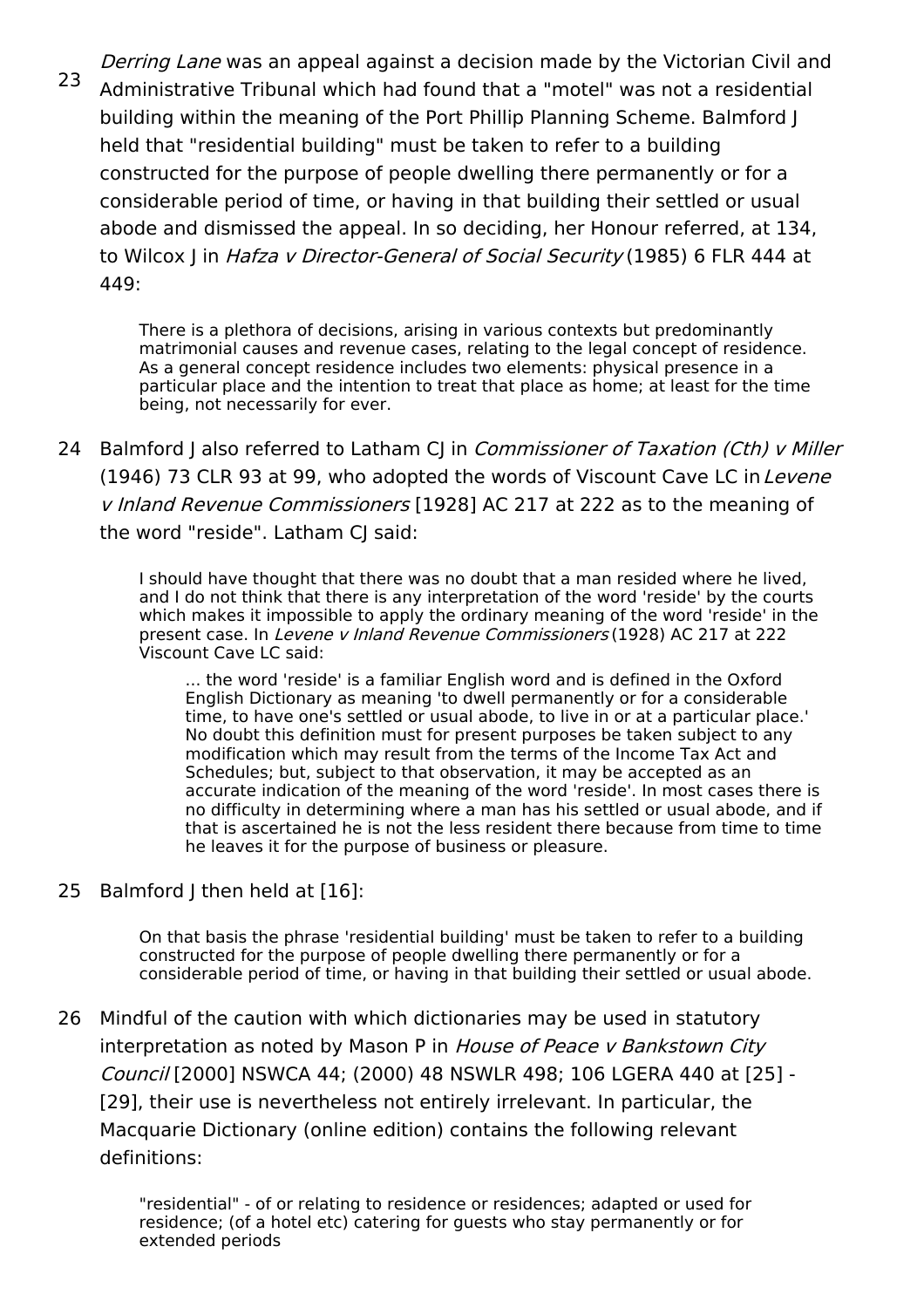23 *Derring Lane* was an appeal against a decision made by the Victorian Civil and Administrative Tribunal which had found that a "motel" was not a residential building within the meaning of the Port Phillip Planning Scheme. Balmford J held that "residential building" must be taken to refer to a building constructed for the purpose of people dwelling there permanently or for a considerable period of time, or having in that building their settled or usual abode and dismissed the appeal. In so deciding, her Honour referred, at 134, to Wilcox J in *Hafza v Director-General of Social Security* (1985) 6 FLR 444 at 449:

> There is a plethora of decisions, arising in various contexts but predominantly matrimonial causes and revenue cases, relating to the legal concept of residence. As a general concept residence includes two elements: physical presence in a particular place and the intention to treat that place as home; at least for the time being, not necessarily for ever.

24 Balmford J also referred to Latham CJ in *Commissioner of Taxation (Cth) v Miller* (1946) 73 CLR 93 at 99, who adopted the words of Viscount Cave LC in *Levene v Inland Revenue Commissioners* [1928] AC 217 at 222 as to the meaning of the word "reside". Latham CJ said:

> I should have thought that there was no doubt that a man resided where he lived, and I do not think that there is any interpretation of the word 'reside' by the courts which makes it impossible to apply the ordinary meaning of the word 'reside' in the present case. In *Levene v Inland Revenue Commissioners* (1928) AC 217 at 222 Viscount Cave LC said:
>
> > ... the word 'reside' is a familiar English word and is defined in the Oxford English Dictionary as meaning 'to dwell permanently or for a considerable time, to have one's settled or usual abode, to live in or at a particular place.' No doubt this definition must for present purposes be taken subject to any modification which may result from the terms of the Income Tax Act and Schedules; but, subject to that observation, it may be accepted as an accurate indication of the meaning of the word 'reside'. In most cases there is no difficulty in determining where a man has his settled or usual abode, and if that is ascertained he is not the less resident there because from time to time he leaves it for the purpose of business or pleasure.

25 Balmford J then held at [16]:

> On that basis the phrase 'residential building' must be taken to refer to a building constructed for the purpose of people dwelling there permanently or for a considerable period of time, or having in that building their settled or usual abode.

26 Mindful of the caution with which dictionaries may be used in statutory interpretation as noted by Mason P in *House of Peace v Bankstown City Council* [2000] NSWCA 44; (2000) 48 NSWLR 498; 106 LGERA 440 at [25] - [29], their use is nevertheless not entirely irrelevant. In particular, the Macquarie Dictionary (online edition) contains the following relevant definitions:

> "residential" - of or relating to residence or residences; adapted or used for residence; (of a hotel etc) catering for guests who stay permanently or for extended periods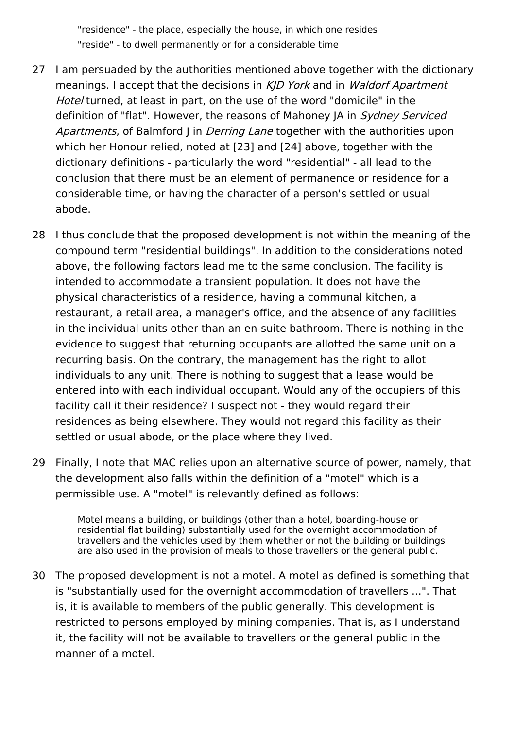"residence" - the place, especially the house, in which one resides

"reside" - to dwell permanently or for a considerable time

27 I am persuaded by the authorities mentioned above together with the dictionary meanings. I accept that the decisions in *KJD York* and in *Waldorf Apartment Hotel* turned, at least in part, on the use of the word "domicile" in the definition of "flat". However, the reasons of Mahoney JA in *Sydney Serviced Apartments*, of Balmford J in *Derring Lane* together with the authorities upon which her Honour relied, noted at [23] and [24] above, together with the dictionary definitions - particularly the word "residential" - all lead to the conclusion that there must be an element of permanence or residence for a considerable time, or having the character of a person's settled or usual abode.

28 I thus conclude that the proposed development is not within the meaning of the compound term "residential buildings". In addition to the considerations noted above, the following factors lead me to the same conclusion. The facility is intended to accommodate a transient population. It does not have the physical characteristics of a residence, having a communal kitchen, a restaurant, a retail area, a manager's office, and the absence of any facilities in the individual units other than an en-suite bathroom. There is nothing in the evidence to suggest that returning occupants are allotted the same unit on a recurring basis. On the contrary, the management has the right to allot individuals to any unit. There is nothing to suggest that a lease would be entered into with each individual occupant. Would any of the occupiers of this facility call it their residence? I suspect not - they would regard their residences as being elsewhere. They would not regard this facility as their settled or usual abode, or the place where they lived.

29 Finally, I note that MAC relies upon an alternative source of power, namely, that the development also falls within the definition of a "motel" which is a permissible use. A "motel" is relevantly defined as follows:

> Motel means a building, or buildings (other than a hotel, boarding-house or residential flat building) substantially used for the overnight accommodation of travellers and the vehicles used by them whether or not the building or buildings are also used in the provision of meals to those travellers or the general public.

30 The proposed development is not a motel. A motel as defined is something that is "substantially used for the overnight accommodation of travellers ...". That is, it is available to members of the public generally. This development is restricted to persons employed by mining companies. That is, as I understand it, the facility will not be available to travellers or the general public in the manner of a motel.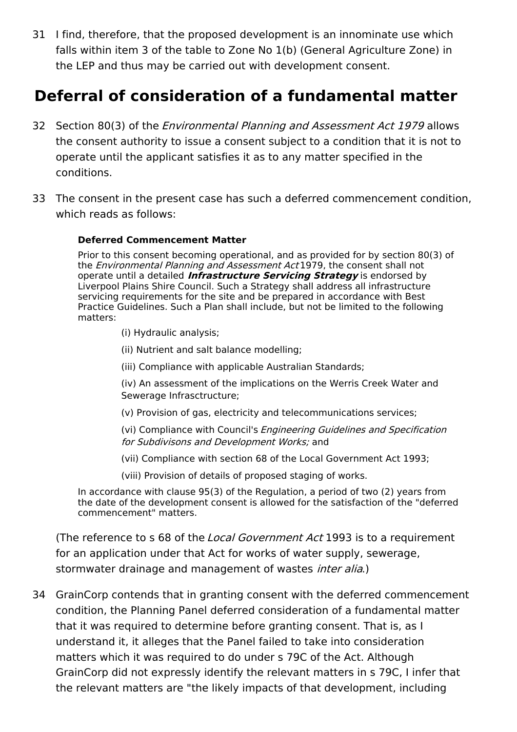31 I find, therefore, that the proposed development is an innominate use which falls within item 3 of the table to Zone No 1(b) (General Agriculture Zone) in the LEP and thus may be carried out with development consent.

## Deferral of consideration of a fundamental matter

32 Section 80(3) of the *Environmental Planning and Assessment Act 1979* allows the consent authority to issue a consent subject to a condition that it is not to operate until the applicant satisfies it as to any matter specified in the conditions.

33 The consent in the present case has such a deferred commencement condition, which reads as follows:

> **Deferred Commencement Matter**
>
> Prior to this consent becoming operational, and as provided for by section 80(3) of the *Environmental Planning and Assessment Act* 1979, the consent shall not operate until a detailed ***Infrastructure Servicing Strategy*** is endorsed by Liverpool Plains Shire Council. Such a Strategy shall address all infrastructure servicing requirements for the site and be prepared in accordance with Best Practice Guidelines. Such a Plan shall include, but not be limited to the following matters:
>
> (i) Hydraulic analysis;
>
> (ii) Nutrient and salt balance modelling;
>
> (iii) Compliance with applicable Australian Standards;
>
> (iv) An assessment of the implications on the Werris Creek Water and Sewerage Infrasctructure;
>
> (v) Provision of gas, electricity and telecommunications services;
>
> (vi) Compliance with Council's *Engineering Guidelines and Specification for Subdivisons and Development Works;* and
>
> (vii) Compliance with section 68 of the Local Government Act 1993;
>
> (viii) Provision of details of proposed staging of works.
>
> In accordance with clause 95(3) of the Regulation, a period of two (2) years from the date of the development consent is allowed for the satisfaction of the "deferred commencement" matters.

(The reference to s 68 of the *Local Government Act* 1993 is to a requirement for an application under that Act for works of water supply, sewerage, stormwater drainage and management of wastes *inter alia*.)

34 GrainCorp contends that in granting consent with the deferred commencement condition, the Planning Panel deferred consideration of a fundamental matter that it was required to determine before granting consent. That is, as I understand it, it alleges that the Panel failed to take into consideration matters which it was required to do under s 79C of the Act. Although GrainCorp did not expressly identify the relevant matters in s 79C, I infer that the relevant matters are "the likely impacts of that development, including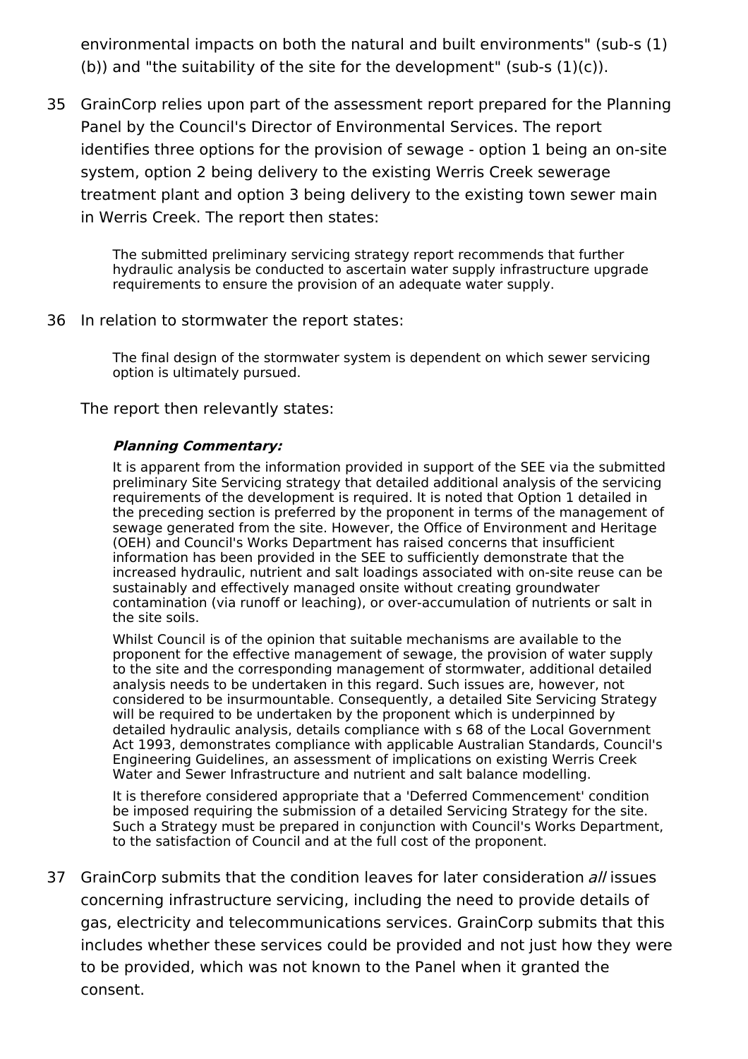environmental impacts on both the natural and built environments" (sub-s (1)(b)) and "the suitability of the site for the development" (sub-s (1)(c)).

35 GrainCorp relies upon part of the assessment report prepared for the Planning Panel by the Council's Director of Environmental Services. The report identifies three options for the provision of sewage - option 1 being an on-site system, option 2 being delivery to the existing Werris Creek sewerage treatment plant and option 3 being delivery to the existing town sewer main in Werris Creek. The report then states:

> The submitted preliminary servicing strategy report recommends that further hydraulic analysis be conducted to ascertain water supply infrastructure upgrade requirements to ensure the provision of an adequate water supply.

36 In relation to stormwater the report states:

> The final design of the stormwater system is dependent on which sewer servicing option is ultimately pursued.

The report then relevantly states:

> ***Planning Commentary:***
>
> It is apparent from the information provided in support of the SEE via the submitted preliminary Site Servicing strategy that detailed additional analysis of the servicing requirements of the development is required. It is noted that Option 1 detailed in the preceding section is preferred by the proponent in terms of the management of sewage generated from the site. However, the Office of Environment and Heritage (OEH) and Council's Works Department has raised concerns that insufficient information has been provided in the SEE to sufficiently demonstrate that the increased hydraulic, nutrient and salt loadings associated with on-site reuse can be sustainably and effectively managed onsite without creating groundwater contamination (via runoff or leaching), or over-accumulation of nutrients or salt in the site soils.
>
> Whilst Council is of the opinion that suitable mechanisms are available to the proponent for the effective management of sewage, the provision of water supply to the site and the corresponding management of stormwater, additional detailed analysis needs to be undertaken in this regard. Such issues are, however, not considered to be insurmountable. Consequently, a detailed Site Servicing Strategy will be required to be undertaken by the proponent which is underpinned by detailed hydraulic analysis, details compliance with s 68 of the Local Government Act 1993, demonstrates compliance with applicable Australian Standards, Council's Engineering Guidelines, an assessment of implications on existing Werris Creek Water and Sewer Infrastructure and nutrient and salt balance modelling.
>
> It is therefore considered appropriate that a 'Deferred Commencement' condition be imposed requiring the submission of a detailed Servicing Strategy for the site. Such a Strategy must be prepared in conjunction with Council's Works Department, to the satisfaction of Council and at the full cost of the proponent.

37 GrainCorp submits that the condition leaves for later consideration *all* issues concerning infrastructure servicing, including the need to provide details of gas, electricity and telecommunications services. GrainCorp submits that this includes whether these services could be provided and not just how they were to be provided, which was not known to the Panel when it granted the consent.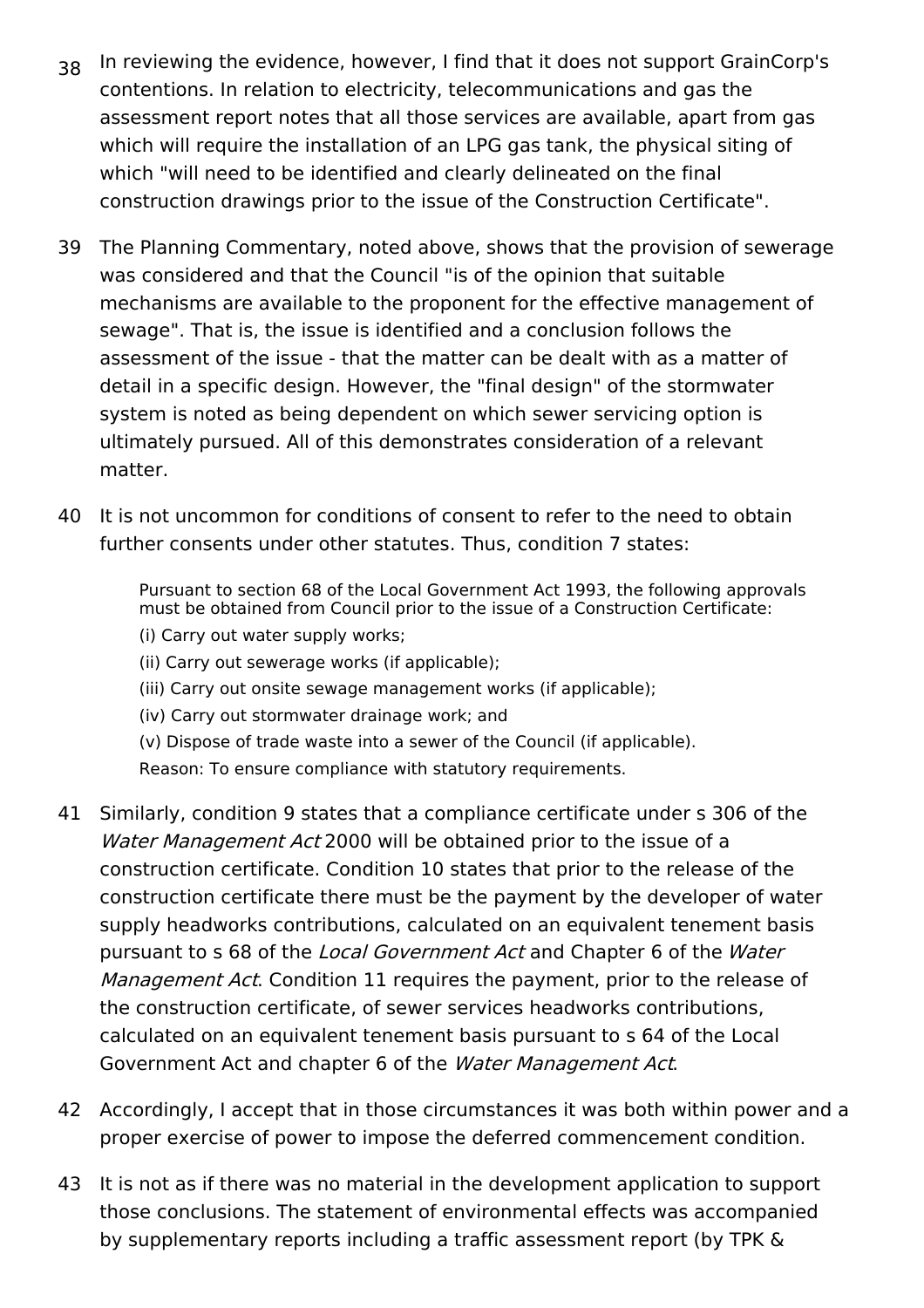38 In reviewing the evidence, however, I find that it does not support GrainCorp's contentions. In relation to electricity, telecommunications and gas the assessment report notes that all those services are available, apart from gas which will require the installation of an LPG gas tank, the physical siting of which "will need to be identified and clearly delineated on the final construction drawings prior to the issue of the Construction Certificate".

39 The Planning Commentary, noted above, shows that the provision of sewerage was considered and that the Council "is of the opinion that suitable mechanisms are available to the proponent for the effective management of sewage". That is, the issue is identified and a conclusion follows the assessment of the issue - that the matter can be dealt with as a matter of detail in a specific design. However, the "final design" of the stormwater system is noted as being dependent on which sewer servicing option is ultimately pursued. All of this demonstrates consideration of a relevant matter.

40 It is not uncommon for conditions of consent to refer to the need to obtain further consents under other statutes. Thus, condition 7 states:

> Pursuant to section 68 of the Local Government Act 1993, the following approvals must be obtained from Council prior to the issue of a Construction Certificate:
>
> (i) Carry out water supply works;
>
> (ii) Carry out sewerage works (if applicable);
>
> (iii) Carry out onsite sewage management works (if applicable);
>
> (iv) Carry out stormwater drainage work; and
>
> (v) Dispose of trade waste into a sewer of the Council (if applicable).
>
> Reason: To ensure compliance with statutory requirements.

41 Similarly, condition 9 states that a compliance certificate under s 306 of the *Water Management Act* 2000 will be obtained prior to the issue of a construction certificate. Condition 10 states that prior to the release of the construction certificate there must be the payment by the developer of water supply headworks contributions, calculated on an equivalent tenement basis pursuant to s 68 of the *Local Government Act* and Chapter 6 of the *Water Management Act*. Condition 11 requires the payment, prior to the release of the construction certificate, of sewer services headworks contributions, calculated on an equivalent tenement basis pursuant to s 64 of the Local Government Act and chapter 6 of the *Water Management Act*.

42 Accordingly, I accept that in those circumstances it was both within power and a proper exercise of power to impose the deferred commencement condition.

43 It is not as if there was no material in the development application to support those conclusions. The statement of environmental effects was accompanied by supplementary reports including a traffic assessment report (by TPK &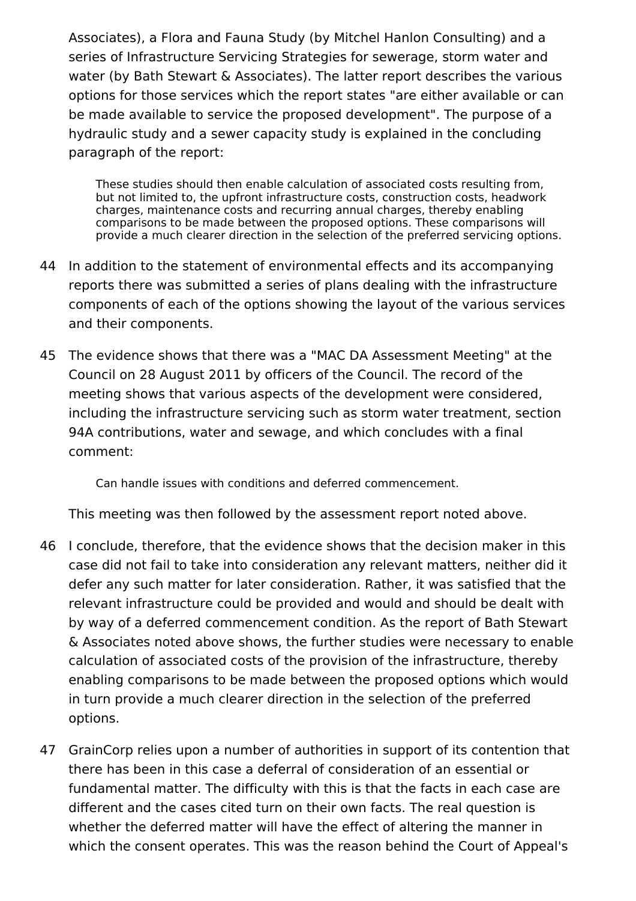Associates), a Flora and Fauna Study (by Mitchel Hanlon Consulting) and a series of Infrastructure Servicing Strategies for sewerage, storm water and water (by Bath Stewart & Associates). The latter report describes the various options for those services which the report states "are either available or can be made available to service the proposed development". The purpose of a hydraulic study and a sewer capacity study is explained in the concluding paragraph of the report:

> These studies should then enable calculation of associated costs resulting from, but not limited to, the upfront infrastructure costs, construction costs, headwork charges, maintenance costs and recurring annual charges, thereby enabling comparisons to be made between the proposed options. These comparisons will provide a much clearer direction in the selection of the preferred servicing options.

44 In addition to the statement of environmental effects and its accompanying reports there was submitted a series of plans dealing with the infrastructure components of each of the options showing the layout of the various services and their components.

45 The evidence shows that there was a "MAC DA Assessment Meeting" at the Council on 28 August 2011 by officers of the Council. The record of the meeting shows that various aspects of the development were considered, including the infrastructure servicing such as storm water treatment, section 94A contributions, water and sewage, and which concludes with a final comment:

> Can handle issues with conditions and deferred commencement.

This meeting was then followed by the assessment report noted above.

46 I conclude, therefore, that the evidence shows that the decision maker in this case did not fail to take into consideration any relevant matters, neither did it defer any such matter for later consideration. Rather, it was satisfied that the relevant infrastructure could be provided and would and should be dealt with by way of a deferred commencement condition. As the report of Bath Stewart & Associates noted above shows, the further studies were necessary to enable calculation of associated costs of the provision of the infrastructure, thereby enabling comparisons to be made between the proposed options which would in turn provide a much clearer direction in the selection of the preferred options.

47 GrainCorp relies upon a number of authorities in support of its contention that there has been in this case a deferral of consideration of an essential or fundamental matter. The difficulty with this is that the facts in each case are different and the cases cited turn on their own facts. The real question is whether the deferred matter will have the effect of altering the manner in which the consent operates. This was the reason behind the Court of Appeal's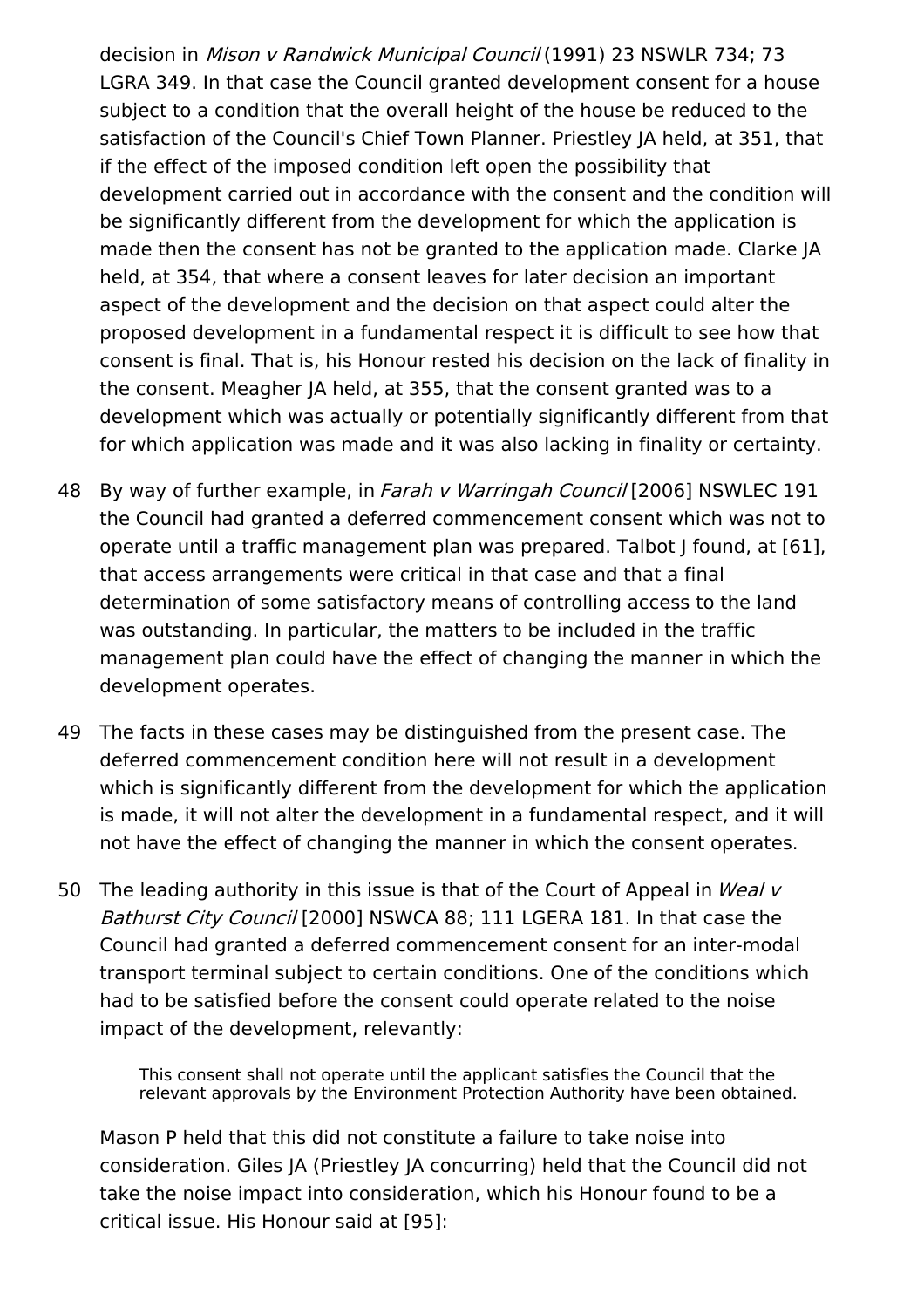decision in *Mison v Randwick Municipal Council* (1991) 23 NSWLR 734; 73 LGRA 349. In that case the Council granted development consent for a house subject to a condition that the overall height of the house be reduced to the satisfaction of the Council's Chief Town Planner. Priestley JA held, at 351, that if the effect of the imposed condition left open the possibility that development carried out in accordance with the consent and the condition will be significantly different from the development for which the application is made then the consent has not be granted to the application made. Clarke JA held, at 354, that where a consent leaves for later decision an important aspect of the development and the decision on that aspect could alter the proposed development in a fundamental respect it is difficult to see how that consent is final. That is, his Honour rested his decision on the lack of finality in the consent. Meagher JA held, at 355, that the consent granted was to a development which was actually or potentially significantly different from that for which application was made and it was also lacking in finality or certainty.

48 By way of further example, in *Farah v Warringah Council* [2006] NSWLEC 191 the Council had granted a deferred commencement consent which was not to operate until a traffic management plan was prepared. Talbot J found, at [61], that access arrangements were critical in that case and that a final determination of some satisfactory means of controlling access to the land was outstanding. In particular, the matters to be included in the traffic management plan could have the effect of changing the manner in which the development operates.

49 The facts in these cases may be distinguished from the present case. The deferred commencement condition here will not result in a development which is significantly different from the development for which the application is made, it will not alter the development in a fundamental respect, and it will not have the effect of changing the manner in which the consent operates.

50 The leading authority in this issue is that of the Court of Appeal in *Weal v Bathurst City Council* [2000] NSWCA 88; 111 LGERA 181. In that case the Council had granted a deferred commencement consent for an inter-modal transport terminal subject to certain conditions. One of the conditions which had to be satisfied before the consent could operate related to the noise impact of the development, relevantly:

> This consent shall not operate until the applicant satisfies the Council that the relevant approvals by the Environment Protection Authority have been obtained.

Mason P held that this did not constitute a failure to take noise into consideration. Giles JA (Priestley JA concurring) held that the Council did not take the noise impact into consideration, which his Honour found to be a critical issue. His Honour said at [95]: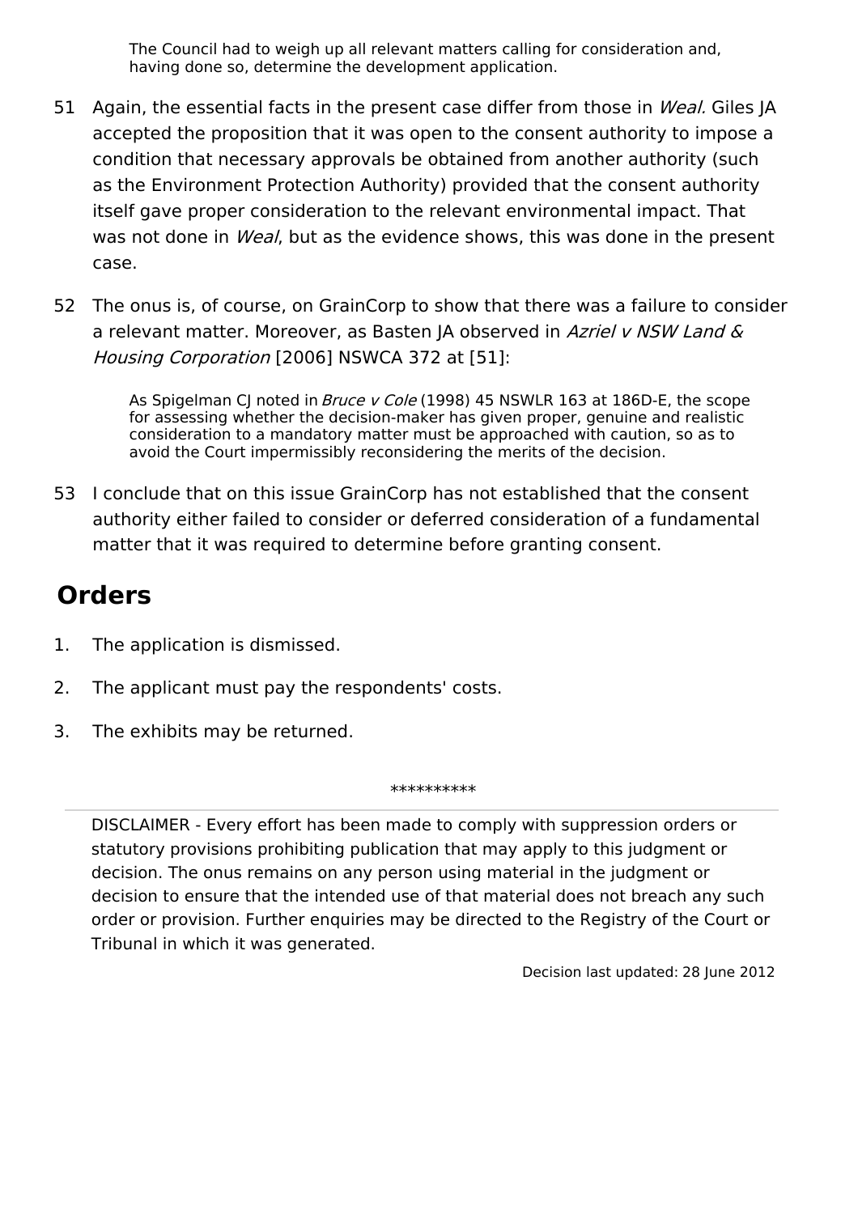> The Council had to weigh up all relevant matters calling for consideration and, having done so, determine the development application.

51 Again, the essential facts in the present case differ from those in *Weal.* Giles JA accepted the proposition that it was open to the consent authority to impose a condition that necessary approvals be obtained from another authority (such as the Environment Protection Authority) provided that the consent authority itself gave proper consideration to the relevant environmental impact. That was not done in *Weal*, but as the evidence shows, this was done in the present case.

52 The onus is, of course, on GrainCorp to show that there was a failure to consider a relevant matter. Moreover, as Basten JA observed in *Azriel v NSW Land & Housing Corporation* [2006] NSWCA 372 at [51]:

> As Spigelman CJ noted in *Bruce v Cole* (1998) 45 NSWLR 163 at 186D-E, the scope for assessing whether the decision-maker has given proper, genuine and realistic consideration to a mandatory matter must be approached with caution, so as to avoid the Court impermissibly reconsidering the merits of the decision.

53 I conclude that on this issue GrainCorp has not established that the consent authority either failed to consider or deferred consideration of a fundamental matter that it was required to determine before granting consent.

## Orders

1. The application is dismissed.
2. The applicant must pay the respondents' costs.
3. The exhibits may be returned.

**********

DISCLAIMER - Every effort has been made to comply with suppression orders or statutory provisions prohibiting publication that may apply to this judgment or decision. The onus remains on any person using material in the judgment or decision to ensure that the intended use of that material does not breach any such order or provision. Further enquiries may be directed to the Registry of the Court or Tribunal in which it was generated.

Decision last updated: 28 June 2012